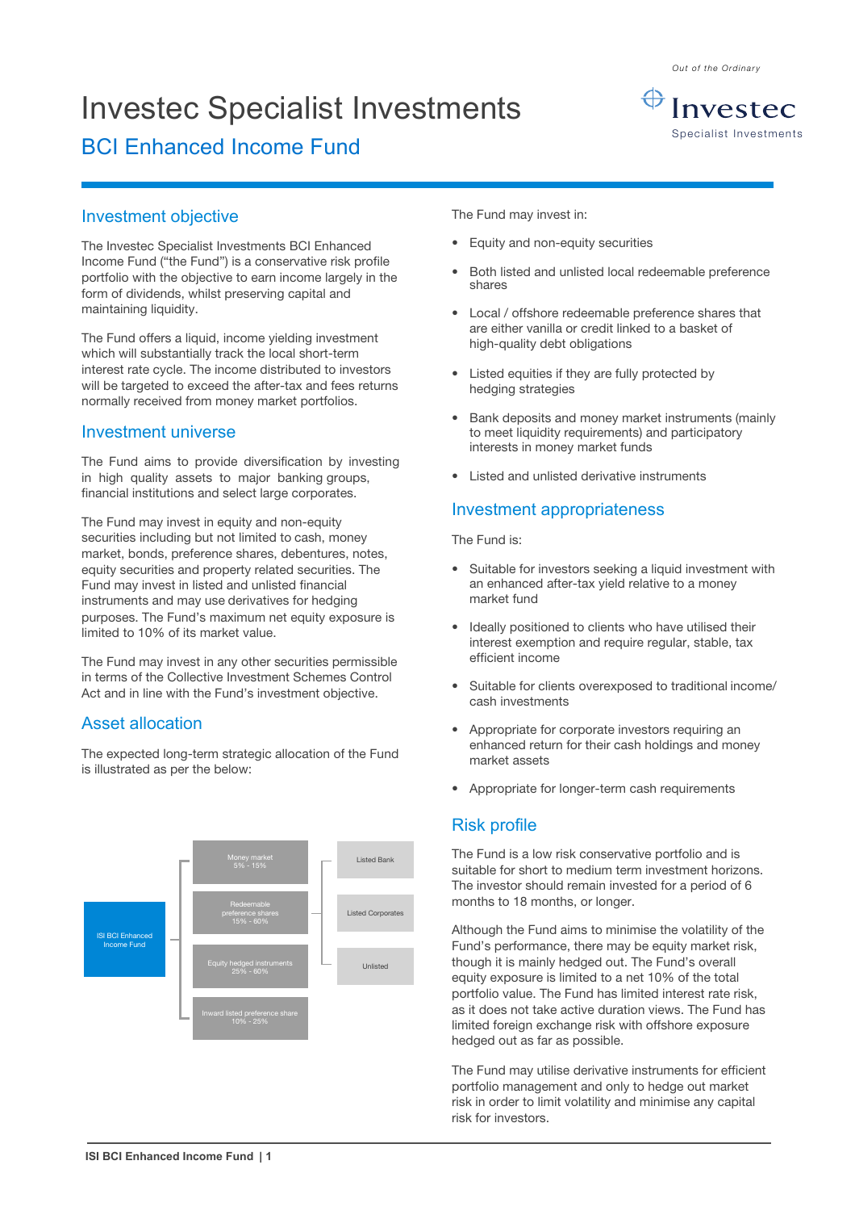# Investec Specialist Investments

## BCI Enhanced Income Fund

### Investment objective

The Investec Specialist Investments BCI Enhanced Income Fund ("the Fund") is a conservative risk profile portfolio with the objective to earn income largely in the form of dividends, whilst preserving capital and maintaining liquidity.

The Fund offers a liquid, income yielding investment which will substantially track the local short-term interest rate cycle. The income distributed to investors will be targeted to exceed the after-tax and fees returns normally received from money market portfolios.

### Investment universe

The Fund aims to provide diversification by investing in high quality assets to major banking groups, financial institutions and select large corporates.

The Fund may invest in equity and non-equity securities including but not limited to cash, money market, bonds, preference shares, debentures, notes, equity securities and property related securities. The Fund may invest in listed and unlisted financial instruments and may use derivatives for hedging purposes. The Fund's maximum net equity exposure is limited to 10% of its market value.

The Fund may invest in any other securities permissible in terms of the Collective Investment Schemes Control Act and in line with the Fund's investment objective.

### Asset allocation

The expected long-term strategic allocation of the Fund is illustrated as per the below:

ISI BCI Enhanced Income Fund

- Money market 5% - 15%
- Redeemable preference shares 15% - 60%
  - Listed Bank
  - Listed Corporates
  - Unlisted
- Equity hedged instruments 25% - 60%
- Inward listed preference share 10% - 25%

The Fund may invest in:

- Equity and non-equity securities
- Both listed and unlisted local redeemable preference shares
- Local / offshore redeemable preference shares that are either vanilla or credit linked to a basket of high-quality debt obligations
- Listed equities if they are fully protected by hedging strategies
- Bank deposits and money market instruments (mainly to meet liquidity requirements) and participatory interests in money market funds
- Listed and unlisted derivative instruments

### Investment appropriateness

The Fund is:

- Suitable for investors seeking a liquid investment with an enhanced after-tax yield relative to a money market fund
- Ideally positioned to clients who have utilised their interest exemption and require regular, stable, tax efficient income
- Suitable for clients overexposed to traditional income/ cash investments
- Appropriate for corporate investors requiring an enhanced return for their cash holdings and money market assets
- Appropriate for longer-term cash requirements

### Risk profile

The Fund is a low risk conservative portfolio and is suitable for short to medium term investment horizons. The investor should remain invested for a period of 6 months to 18 months, or longer.

Although the Fund aims to minimise the volatility of the Fund's performance, there may be equity market risk, though it is mainly hedged out. The Fund's overall equity exposure is limited to a net 10% of the total portfolio value. The Fund has limited interest rate risk, as it does not take active duration views. The Fund has limited foreign exchange risk with offshore exposure hedged out as far as possible.

The Fund may utilise derivative instruments for efficient portfolio management and only to hedge out market risk in order to limit volatility and minimise any capital risk for investors.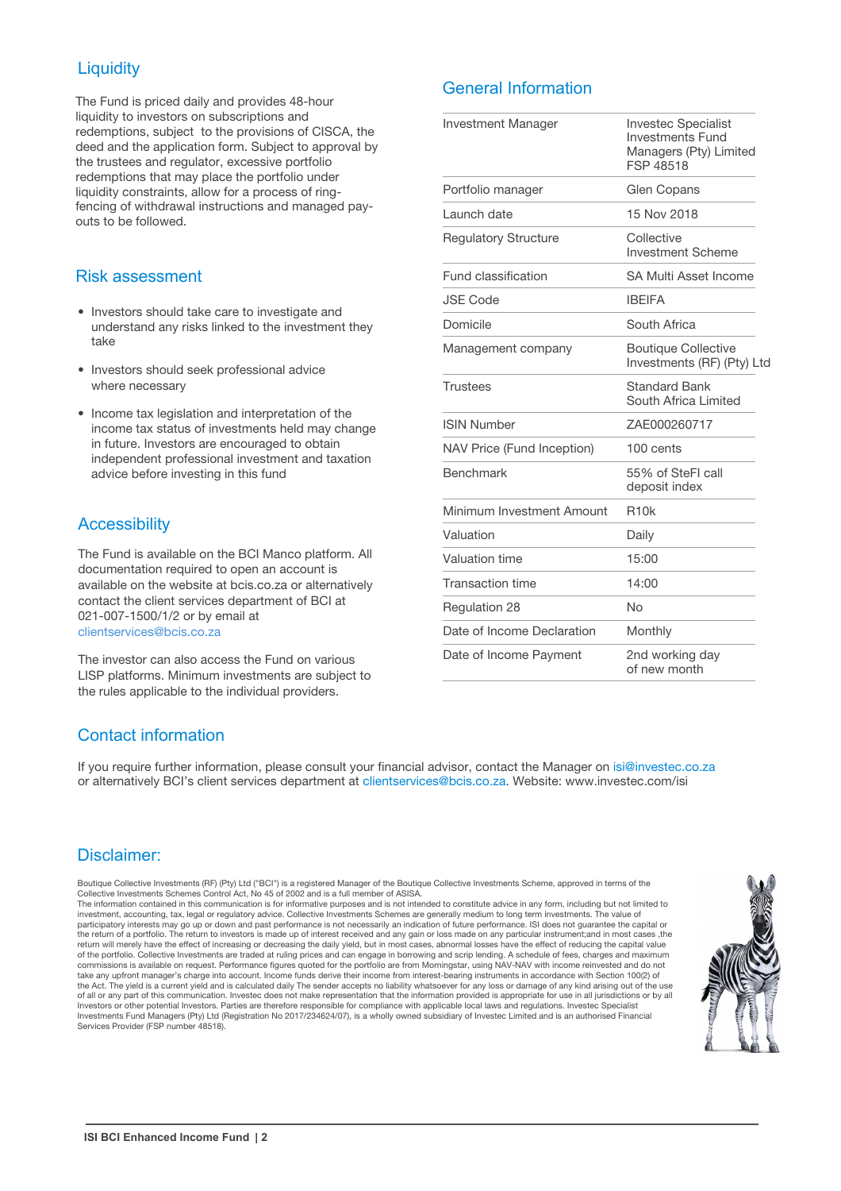## Liquidity

The Fund is priced daily and provides 48-hour liquidity to investors on subscriptions and redemptions, subject to the provisions of CISCA, the deed and the application form. Subject to approval by the trustees and regulator, excessive portfolio redemptions that may place the portfolio under liquidity constraints, allow for a process of ring-fencing of withdrawal instructions and managed pay-outs to be followed.

## Risk assessment

- Investors should take care to investigate and understand any risks linked to the investment they take
- Investors should seek professional advice where necessary
- Income tax legislation and interpretation of the income tax status of investments held may change in future. Investors are encouraged to obtain independent professional investment and taxation advice before investing in this fund

## Accessibility

The Fund is available on the BCI Manco platform. All documentation required to open an account is available on the website at bcis.co.za or alternatively contact the client services department of BCI at 021-007-1500/1/2 or by email at clientservices@bcis.co.za

The investor can also access the Fund on various LISP platforms. Minimum investments are subject to the rules applicable to the individual providers.

## General Information

| | |
|---|---|
| Investment Manager | Investec Specialist Investments Fund Managers (Pty) Limited FSP 48518 |
| Portfolio manager | Glen Copans |
| Launch date | 15 Nov 2018 |
| Regulatory Structure | Collective Investment Scheme |
| Fund classification | SA Multi Asset Income |
| JSE Code | IBEIFA |
| Domicile | South Africa |
| Management company | Boutique Collective Investments (RF) (Pty) Ltd |
| Trustees | Standard Bank South Africa Limited |
| ISIN Number | ZAE000260717 |
| NAV Price (Fund Inception) | 100 cents |
| Benchmark | 55% of SteFI call deposit index |
| Minimum Investment Amount | R10k |
| Valuation | Daily |
| Valuation time | 15:00 |
| Transaction time | 14:00 |
| Regulation 28 | No |
| Date of Income Declaration | Monthly |
| Date of Income Payment | 2nd working day of new month |

## Contact information

If you require further information, please consult your financial advisor, contact the Manager on isi@investec.co.za or alternatively BCI's client services department at clientservices@bcis.co.za. Website: www.investec.com/isi

## Disclaimer:

Boutique Collective Investments (RF) (Pty) Ltd ("BCI") is a registered Manager of the Boutique Collective Investments Scheme, approved in terms of the Collective Investments Schemes Control Act, No 45 of 2002 and is a full member of ASISA.
The information contained in this communication is for informative purposes and is not intended to constitute advice in any form, including but not limited to investment, accounting, tax, legal or regulatory advice. Collective Investments Schemes are generally medium to long term investments. The value of participatory interests may go up or down and past performance is not necessarily an indication of future performance. ISI does not guarantee the capital or the return of a portfolio. The return to investors is made up of interest received and any gain or loss made on any particular instrument;and in most cases ,the return will merely have the effect of increasing or decreasing the daily yield, but in most cases, abnormal losses have the effect of reducing the capital value of the portfolio. Collective Investments are traded at ruling prices and can engage in borrowing and scrip lending. A schedule of fees, charges and maximum commissions is available on request. Performance figures quoted for the portfolio are from Morningstar, using NAV-NAV with income reinvested and do not take any upfront manager's charge into account. Income funds derive their income from interest-bearing instruments in accordance with Section 100(2) of the Act. The yield is a current yield and is calculated daily The sender accepts no liability whatsoever for any loss or damage of any kind arising out of the use of all or any part of this communication. Investec does not make representation that the information provided is appropriate for use in all jurisdictions or by all Investors or other potential Investors. Parties are therefore responsible for compliance with applicable local laws and regulations. Investec Specialist Investments Fund Managers (Pty) Ltd (Registration No 2017/234624/07), is a wholly owned subsidiary of Investec Limited and is an authorised Financial Services Provider (FSP number 48518).